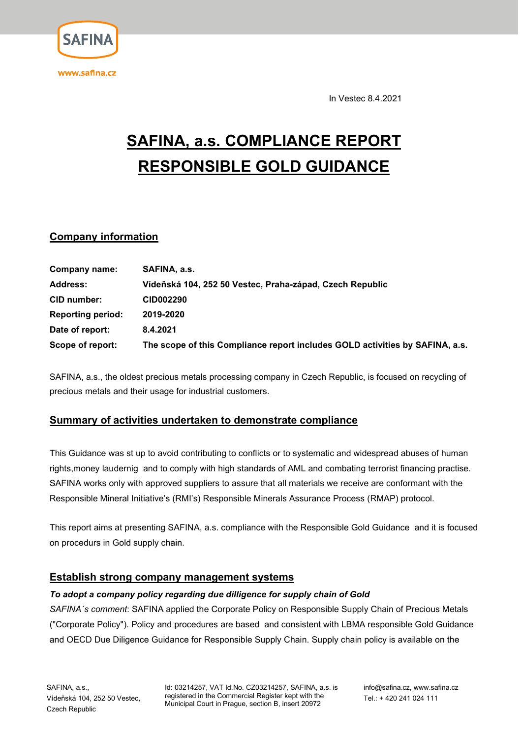In Vestec 8.4.2021

# SAFINA, a.s. COMPLIANCE REPORT RESPONSIBLE GOLD GUIDANCE

## Company information

| | |
|---|---|
| **Company name:** | **SAFINA, a.s.** |
| **Address:** | **Vídeňská 104, 252 50 Vestec, Praha-západ, Czech Republic** |
| **CID number:** | **CID002290** |
| **Reporting period:** | **2019-2020** |
| **Date of report:** | **8.4.2021** |
| **Scope of report:** | **The scope of this Compliance report includes GOLD activities by SAFINA, a.s.** |

SAFINA, a.s., the oldest precious metals processing company in Czech Republic, is focused on recycling of precious metals and their usage for industrial customers.

## Summary of activities undertaken to demonstrate compliance

This Guidance was st up to avoid contributing to conflicts or to systematic and widespread abuses of human rights,money laudernig and to comply with high standards of AML and combating terrorist financing practise. SAFINA works only with approved suppliers to assure that all materials we receive are conformant with the Responsible Mineral Initiative's (RMI's) Responsible Minerals Assurance Process (RMAP) protocol.

This report aims at presenting SAFINA, a.s. compliance with the Responsible Gold Guidance and it is focused on procedurs in Gold supply chain.

## Establish strong company management systems

***To adopt a company policy regarding due dilligence for supply chain of Gold***

*SAFINA´s comment*: SAFINA applied the Corporate Policy on Responsible Supply Chain of Precious Metals ("Corporate Policy"). Policy and procedures are based and consistent with LBMA responsible Gold Guidance and OECD Due Diligence Guidance for Responsible Supply Chain. Supply chain policy is available on the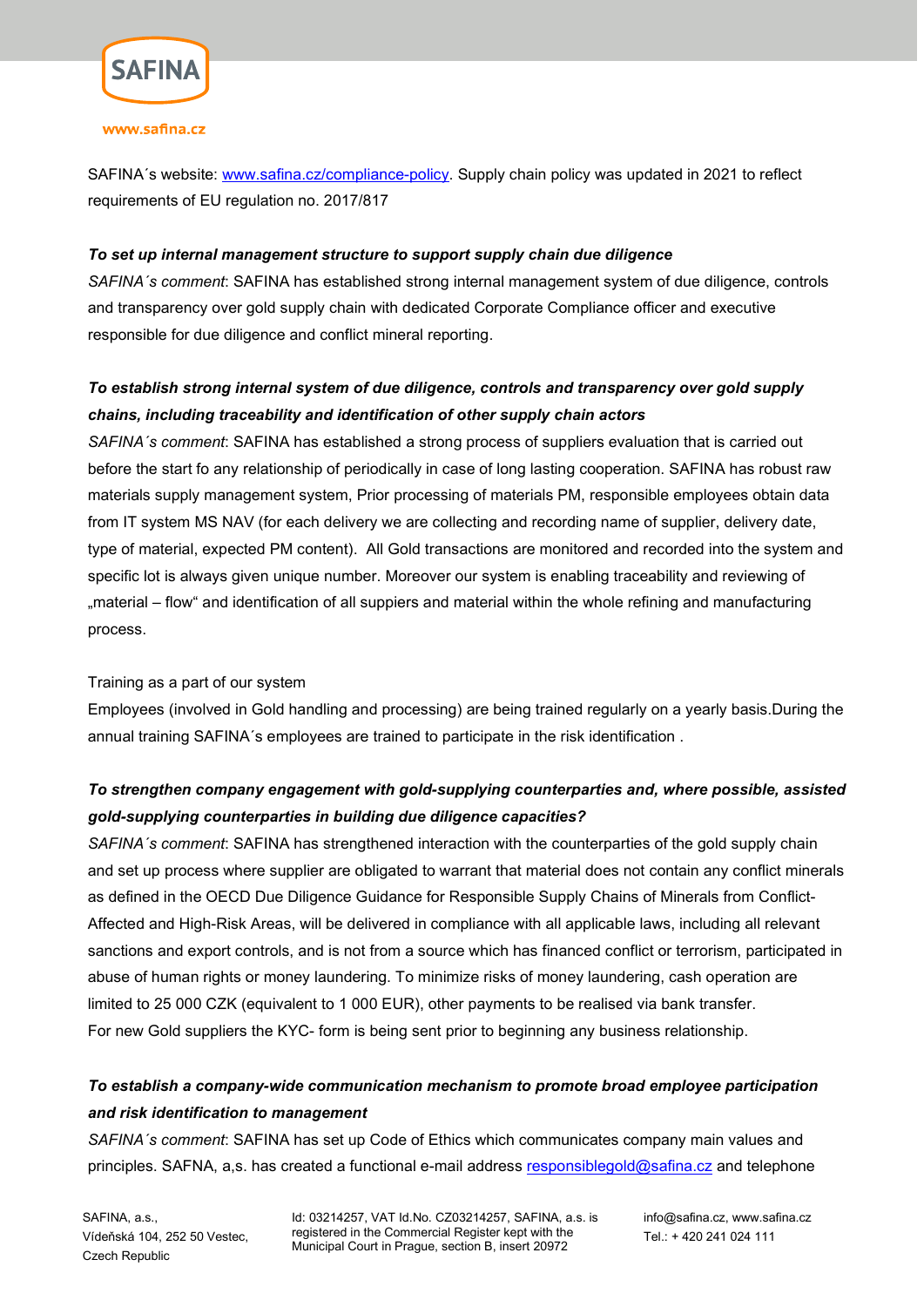SAFINA´s website: [www.safina.cz/compliance-policy](http://www.safina.cz/compliance-policy). Supply chain policy was updated in 2021 to reflect requirements of EU regulation no. 2017/817

***To set up internal management structure to support supply chain due diligence***

*SAFINA´s comment*: SAFINA has established strong internal management system of due diligence, controls and transparency over gold supply chain with dedicated Corporate Compliance officer and executive responsible for due diligence and conflict mineral reporting.

***To establish strong internal system of due diligence, controls and transparency over gold supply chains, including traceability and identification of other supply chain actors***

*SAFINA´s comment*: SAFINA has established a strong process of suppliers evaluation that is carried out before the start fo any relationship of periodically in case of long lasting cooperation. SAFINA has robust raw materials supply management system, Prior processing of materials PM, responsible employees obtain data from IT system MS NAV (for each delivery we are collecting and recording name of supplier, delivery date, type of material, expected PM content). All Gold transactions are monitored and recorded into the system and specific lot is always given unique number. Moreover our system is enabling traceability and reviewing of „material – flow“ and identification of all suppiers and material within the whole refining and manufacturing process.

Training as a part of our system

Employees (involved in Gold handling and processing) are being trained regularly on a yearly basis.During the annual training SAFINA´s employees are trained to participate in the risk identification .

***To strengthen company engagement with gold-supplying counterparties and, where possible, assisted gold-supplying counterparties in building due diligence capacities?***

*SAFINA´s comment*: SAFINA has strengthened interaction with the counterparties of the gold supply chain and set up process where supplier are obligated to warrant that material does not contain any conflict minerals as defined in the OECD Due Diligence Guidance for Responsible Supply Chains of Minerals from Conflict-Affected and High-Risk Areas, will be delivered in compliance with all applicable laws, including all relevant sanctions and export controls, and is not from a source which has financed conflict or terrorism, participated in abuse of human rights or money laundering. To minimize risks of money laundering, cash operation are limited to 25 000 CZK (equivalent to 1 000 EUR), other payments to be realised via bank transfer.
For new Gold suppliers the KYC- form is being sent prior to beginning any business relationship.

***To establish a company-wide communication mechanism to promote broad employee participation and risk identification to management***

*SAFINA´s comment*: SAFINA has set up Code of Ethics which communicates company main values and principles. SAFNA, a,s. has created a functional e-mail address [responsiblegold@safina.cz](mailto:responsiblegold@safina.cz) and telephone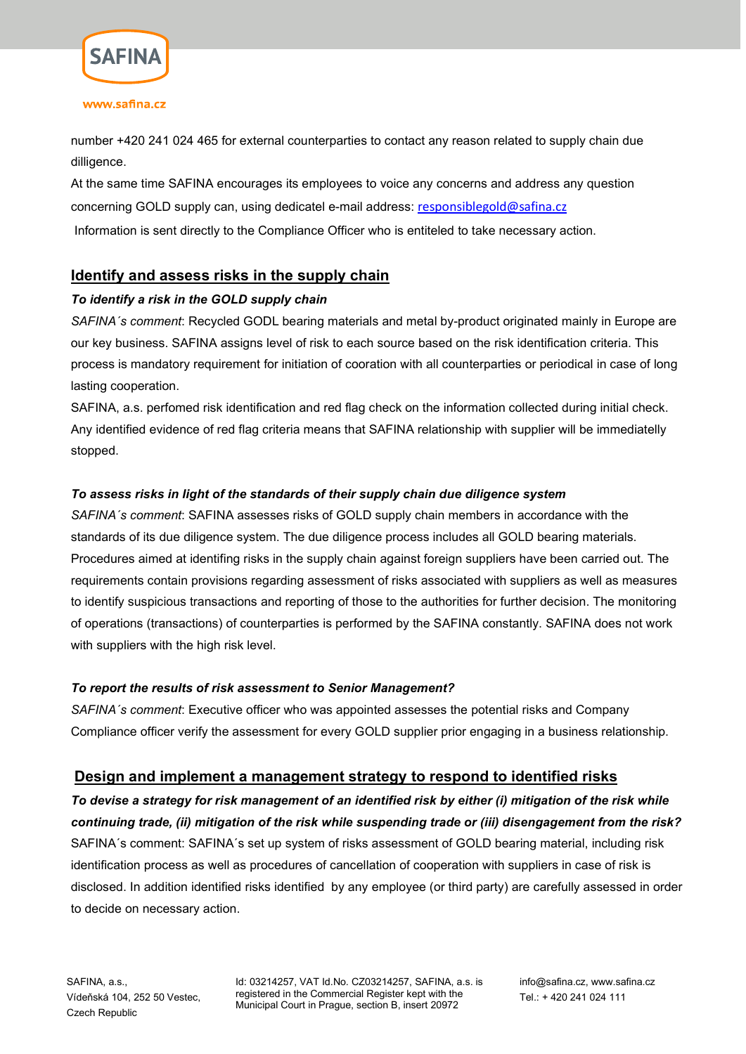number +420 241 024 465 for external counterparties to contact any reason related to supply chain due dilligence.

At the same time SAFINA encourages its employees to voice any concerns and address any question concerning GOLD supply can, using dedicatel e-mail address: responsiblegold@safina.cz

Information is sent directly to the Compliance Officer who is entiteled to take necessary action.

## Identify and assess risks in the supply chain

***To identify a risk in the GOLD supply chain***

*SAFINA´s comment*: Recycled GODL bearing materials and metal by-product originated mainly in Europe are our key business. SAFINA assigns level of risk to each source based on the risk identification criteria. This process is mandatory requirement for initiation of cooration with all counterparties or periodical in case of long lasting cooperation.

SAFINA, a.s. perfomed risk identification and red flag check on the information collected during initial check. Any identified evidence of red flag criteria means that SAFINA relationship with supplier will be immediatelly stopped.

***To assess risks in light of the standards of their supply chain due diligence system***

*SAFINA´s comment*: SAFINA assesses risks of GOLD supply chain members in accordance with the standards of its due diligence system. The due diligence process includes all GOLD bearing materials. Procedures aimed at identifing risks in the supply chain against foreign suppliers have been carried out. The requirements contain provisions regarding assessment of risks associated with suppliers as well as measures to identify suspicious transactions and reporting of those to the authorities for further decision. The monitoring of operations (transactions) of counterparties is performed by the SAFINA constantly. SAFINA does not work with suppliers with the high risk level.

***To report the results of risk assessment to Senior Management?***

*SAFINA´s comment*: Executive officer who was appointed assesses the potential risks and Company Compliance officer verify the assessment for every GOLD supplier prior engaging in a business relationship.

## Design and implement a management strategy to respond to identified risks

***To devise a strategy for risk management of an identified risk by either (i) mitigation of the risk while continuing trade, (ii) mitigation of the risk while suspending trade or (iii) disengagement from the risk?***

SAFINA´s comment: SAFINA´s set up system of risks assessment of GOLD bearing material, including risk identification process as well as procedures of cancellation of cooperation with suppliers in case of risk is disclosed. In addition identified risks identified by any employee (or third party) are carefully assessed in order to decide on necessary action.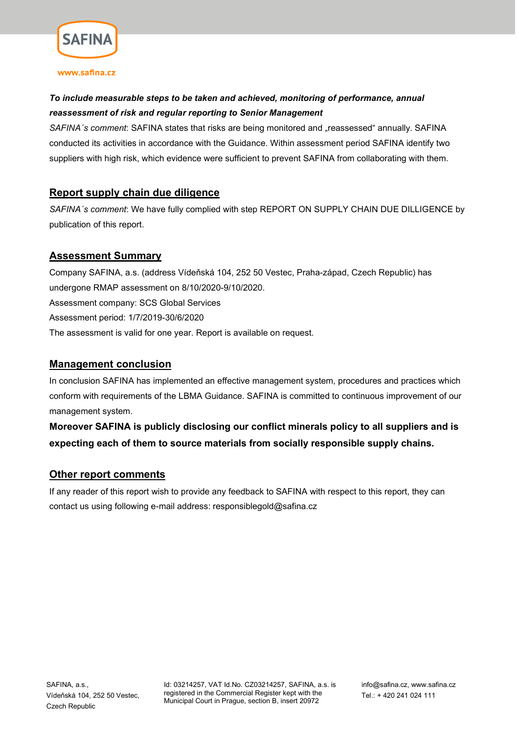***To include measurable steps to be taken and achieved, monitoring of performance, annual reassessment of risk and regular reporting to Senior Management***

*SAFINA´s comment*: SAFINA states that risks are being monitored and „reassessed" annually. SAFINA conducted its activities in accordance with the Guidance. Within assessment period SAFINA identify two suppliers with high risk, which evidence were sufficient to prevent SAFINA from collaborating with them.

## Report supply chain due diligence

*SAFINA´s comment*: We have fully complied with step REPORT ON SUPPLY CHAIN DUE DILLIGENCE by publication of this report.

## Assessment Summary

Company SAFINA, a.s. (address Vídeňská 104, 252 50 Vestec, Praha-západ, Czech Republic) has undergone RMAP assessment on 8/10/2020-9/10/2020.

Assessment company: SCS Global Services

Assessment period: 1/7/2019-30/6/2020

The assessment is valid for one year. Report is available on request.

## Management conclusion

In conclusion SAFINA has implemented an effective management system, procedures and practices which conform with requirements of the LBMA Guidance. SAFINA is committed to continuous improvement of our management system.

**Moreover SAFINA is publicly disclosing our conflict minerals policy to all suppliers and is expecting each of them to source materials from socially responsible supply chains.**

## Other report comments

If any reader of this report wish to provide any feedback to SAFINA with respect to this report, they can contact us using following e-mail address: responsiblegold@safina.cz